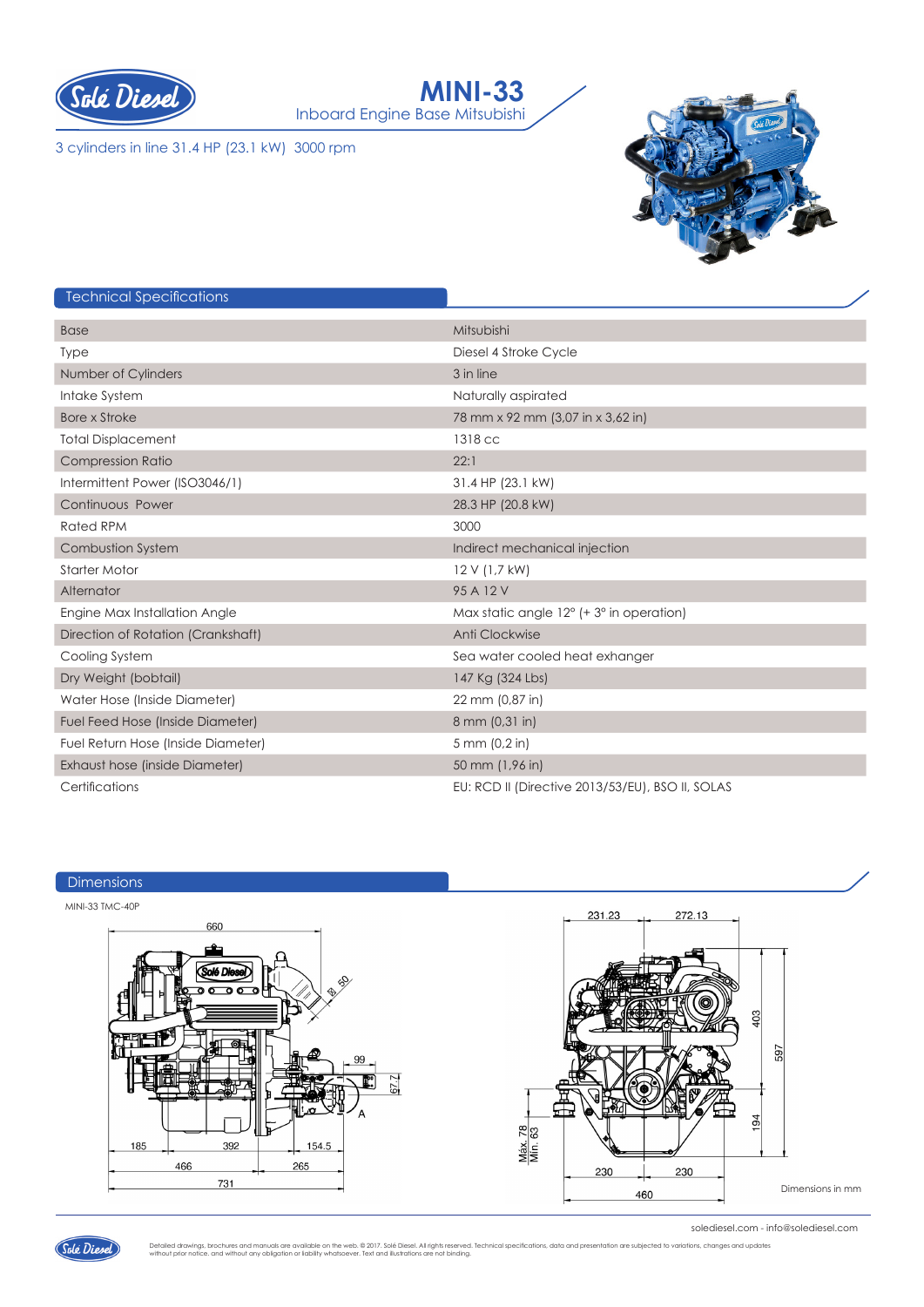# MINI-33

Inboard Engine Base Mitsubishi

3 cylinders in line 31.4 HP (23.1 kW) 3000 rpm

## Technical Specifications

| | |
|---|---|
| Base | Mitsubishi |
| Type | Diesel 4 Stroke Cycle |
| Number of Cylinders | 3 in line |
| Intake System | Naturally aspirated |
| Bore x Stroke | 78 mm x 92 mm (3,07 in x 3,62 in) |
| Total Displacement | 1318 cc |
| Compression Ratio | 22:1 |
| Intermittent Power (ISO3046/1) | 31.4 HP (23.1 kW) |
| Continuous Power | 28.3 HP (20.8 kW) |
| Rated RPM | 3000 |
| Combustion System | Indirect mechanical injection |
| Starter Motor | 12 V (1,7 kW) |
| Alternator | 95 A 12 V |
| Engine Max Installation Angle | Max static angle 12° (+ 3° in operation) |
| Direction of Rotation (Crankshaft) | Anti Clockwise |
| Cooling System | Sea water cooled heat exhanger |
| Dry Weight (bobtail) | 147 Kg (324 Lbs) |
| Water Hose (Inside Diameter) | 22 mm (0,87 in) |
| Fuel Feed Hose (Inside Diameter) | 8 mm (0,31 in) |
| Fuel Return Hose (Inside Diameter) | 5 mm (0,2 in) |
| Exhaust hose (inside Diameter) | 50 mm (1,96 in) |
| Certifications | EU: RCD II (Directive 2013/53/EU), BSO II, SOLAS |

## Dimensions

MINI-33 TMC-40P

Dimensions in mm

solediesel.com - info@solediesel.com

Detailed drawings, brochures and manuals are available on the web. © 2017. Solé Diesel. All rights reserved. Technical specifications, data and presentation are subjected to variations, changes and updates without prior notice. and without any obligation or liability whatsoever. Text and illustrations are not binding.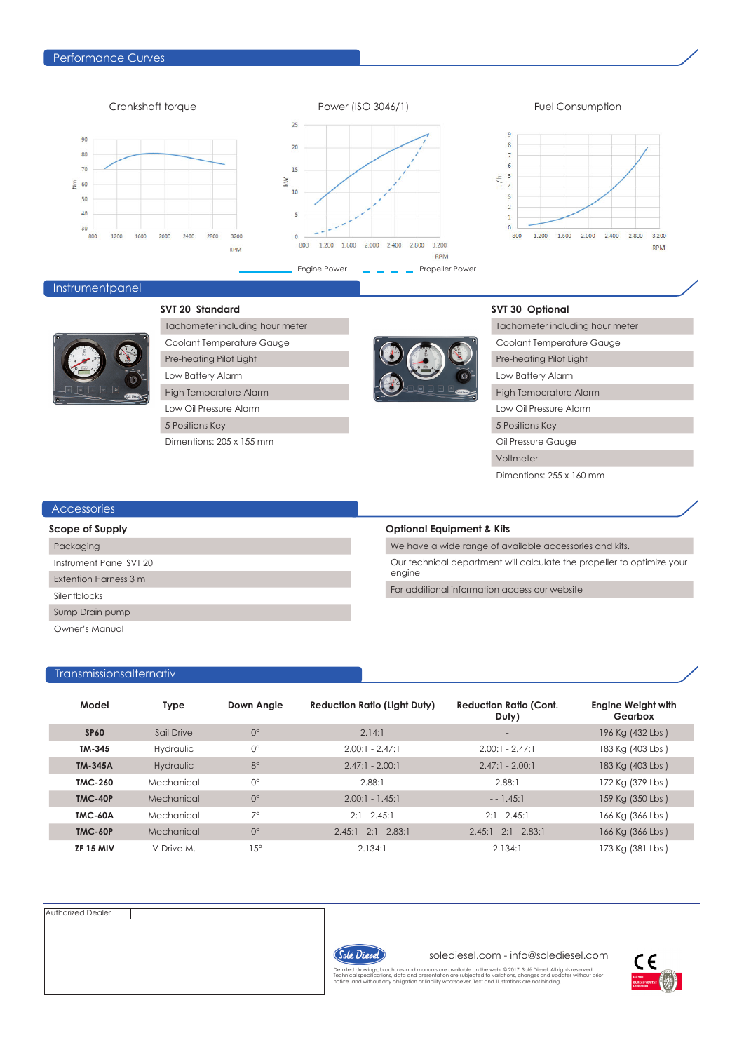## Performance Curves

Crankshaft torque

Nm

90
80
70
60
50
40
30

800 1200 1600 2000 2400 2800 3200

RPM

Power (ISO 3046/1)

kW

25
20
15
10
5
0

800 1.200 1.600 2.000 2.400 2.800 3.200

RPM

Engine Power — Propeller Power

Fuel Consumption

L / h

9
8
7
6
5
4
3
2
1
0

800 1.200 1.600 2.000 2.400 2.800 3.200

RPM

## Instrumentpanel

### SVT 20 Standard

- Tachometer including hour meter
- Coolant Temperature Gauge
- Pre-heating Pilot Light
- Low Battery Alarm
- High Temperature Alarm
- Low Oil Pressure Alarm
- 5 Positions Key
- Dimentions: 205 x 155 mm

### SVT 30 Optional

- Tachometer including hour meter
- Coolant Temperature Gauge
- Pre-heating Pilot Light
- Low Battery Alarm
- High Temperature Alarm
- Low Oil Pressure Alarm
- 5 Positions Key
- Oil Pressure Gauge
- Voltmeter
- Dimentions: 255 x 160 mm

## Accessories

### Scope of Supply

- Packaging
- Instrument Panel SVT 20
- Extention Harness 3 m
- Silentblocks
- Sump Drain pump
- Owner's Manual

### Optional Equipment & Kits

- We have a wide range of available accessories and kits.
- Our technical department will calculate the propeller to optimize your engine
- For additional information access our website

## Transmissionsalternativ

| Model | Type | Down Angle | Reduction Ratio (Light Duty) | Reduction Ratio (Cont. Duty) | Engine Weight with Gearbox |
|---|---|---|---|---|---|
| **SP60** | Sail Drive | 0° | 2.14:1 | - | 196 Kg (432 Lbs ) |
| **TM-345** | Hydraulic | 0° | 2.00:1 - 2.47:1 | 2.00:1 - 2.47:1 | 183 Kg (403 Lbs ) |
| **TM-345A** | Hydraulic | 8° | 2.47:1 - 2.00:1 | 2.47:1 - 2.00:1 | 183 Kg (403 Lbs ) |
| **TMC-260** | Mechanical | 0° | 2.88:1 | 2.88:1 | 172 Kg (379 Lbs ) |
| **TMC-40P** | Mechanical | 0° | 2.00:1 - 1.45:1 | - - 1.45:1 | 159 Kg (350 Lbs ) |
| **TMC-60A** | Mechanical | 7° | 2:1 - 2.45:1 | 2:1 - 2.45:1 | 166 Kg (366 Lbs ) |
| **TMC-60P** | Mechanical | 0° | 2.45:1 - 2:1 - 2.83:1 | 2.45:1 - 2:1 - 2.83:1 | 166 Kg (366 Lbs ) |
| **ZF 15 MIV** | V-Drive M. | 15° | 2.134:1 | 2.134:1 | 173 Kg (381 Lbs ) |

Authorized Dealer

Sole Diesel

solediesel.com - info@solediesel.com

Detailed drawings, brochures and manuals are available on the web. © 2017. Solé Diesel. All rights reserved. Technical specifications, data and presentation are subjected to variations, changes and updates without prior notice, and without any obligation or liability whatsoever. Text and illustrations are not binding.